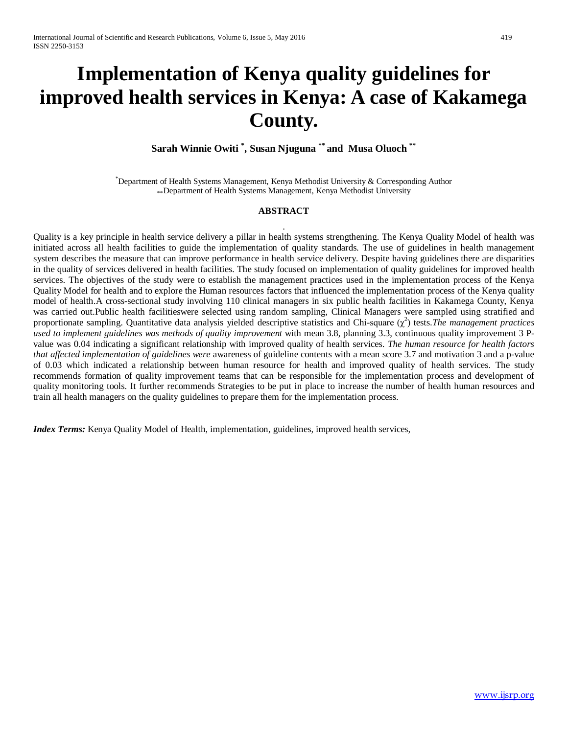# Implementation of Kenya quality guidelines for improved health services in Kenya: A case of Kakamega County.

**Sarah Winnie Owiti [*], Susan Njuguna [**] and Musa Oluoch [**]**

[*]Department of Health Systems Management, Kenya Methodist University & Corresponding Author
[**]Department of Health Systems Management, Kenya Methodist University

### ABSTRACT

Quality is a key principle in health service delivery a pillar in health systems strengthening. The Kenya Quality Model of health was initiated across all health facilities to guide the implementation of quality standards. The use of guidelines in health management system describes the measure that can improve performance in health service delivery. Despite having guidelines there are disparities in the quality of services delivered in health facilities. The study focused on implementation of quality guidelines for improved health services. The objectives of the study were to establish the management practices used in the implementation process of the Kenya Quality Model for health and to explore the Human resources factors that influenced the implementation process of the Kenya quality model of health.A cross-sectional study involving 110 clinical managers in six public health facilities in Kakamega County, Kenya was carried out.Public health facilitieswere selected using random sampling, Clinical Managers were sampled using stratified and proportionate sampling. Quantitative data analysis yielded descriptive statistics and Chi-square ($\chi^2$) tests.*The management practices used to implement guidelines was methods of quality improvement* with mean 3.8, planning 3.3, continuous quality improvement 3 P-value was 0.04 indicating a significant relationship with improved quality of health services. *The human resource for health factors that affected implementation of guidelines were* awareness of guideline contents with a mean score 3.7 and motivation 3 and a p-value of 0.03 which indicated a relationship between human resource for health and improved quality of health services. The study recommends formation of quality improvement teams that can be responsible for the implementation process and development of quality monitoring tools. It further recommends Strategies to be put in place to increase the number of health human resources and train all health managers on the quality guidelines to prepare them for the implementation process.

***Index Terms:*** Kenya Quality Model of Health, implementation, guidelines, improved health services,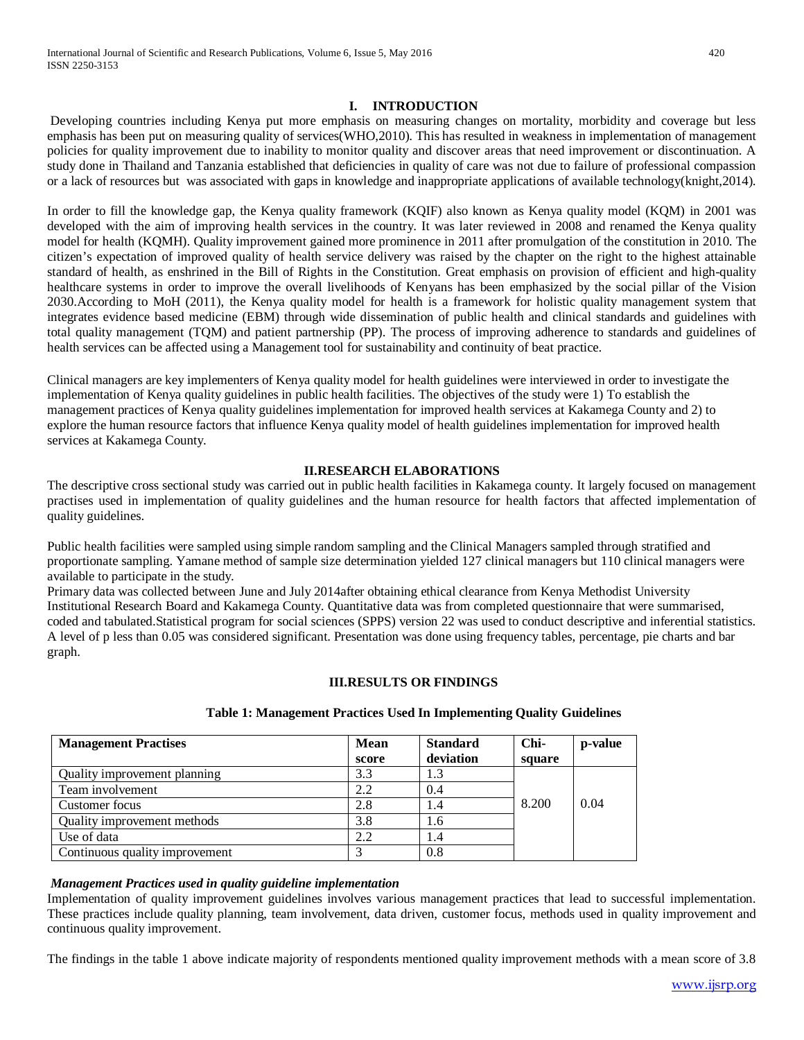## I. INTRODUCTION

Developing countries including Kenya put more emphasis on measuring changes on mortality, morbidity and coverage but less emphasis has been put on measuring quality of services(WHO,2010). This has resulted in weakness in implementation of management policies for quality improvement due to inability to monitor quality and discover areas that need improvement or discontinuation. A study done in Thailand and Tanzania established that deficiencies in quality of care was not due to failure of professional compassion or a lack of resources but was associated with gaps in knowledge and inappropriate applications of available technology(knight,2014).

In order to fill the knowledge gap, the Kenya quality framework (KQIF) also known as Kenya quality model (KQM) in 2001 was developed with the aim of improving health services in the country. It was later reviewed in 2008 and renamed the Kenya quality model for health (KQMH). Quality improvement gained more prominence in 2011 after promulgation of the constitution in 2010. The citizen's expectation of improved quality of health service delivery was raised by the chapter on the right to the highest attainable standard of health, as enshrined in the Bill of Rights in the Constitution. Great emphasis on provision of efficient and high-quality healthcare systems in order to improve the overall livelihoods of Kenyans has been emphasized by the social pillar of the Vision 2030.According to MoH (2011), the Kenya quality model for health is a framework for holistic quality management system that integrates evidence based medicine (EBM) through wide dissemination of public health and clinical standards and guidelines with total quality management (TQM) and patient partnership (PP). The process of improving adherence to standards and guidelines of health services can be affected using a Management tool for sustainability and continuity of beat practice.

Clinical managers are key implementers of Kenya quality model for health guidelines were interviewed in order to investigate the implementation of Kenya quality guidelines in public health facilities. The objectives of the study were 1) To establish the management practices of Kenya quality guidelines implementation for improved health services at Kakamega County and 2) to explore the human resource factors that influence Kenya quality model of health guidelines implementation for improved health services at Kakamega County.

## II.RESEARCH ELABORATIONS

The descriptive cross sectional study was carried out in public health facilities in Kakamega county. It largely focused on management practises used in implementation of quality guidelines and the human resource for health factors that affected implementation of quality guidelines.

Public health facilities were sampled using simple random sampling and the Clinical Managers sampled through stratified and proportionate sampling. Yamane method of sample size determination yielded 127 clinical managers but 110 clinical managers were available to participate in the study.

Primary data was collected between June and July 2014after obtaining ethical clearance from Kenya Methodist University Institutional Research Board and Kakamega County. Quantitative data was from completed questionnaire that were summarised, coded and tabulated.Statistical program for social sciences (SPPS) version 22 was used to conduct descriptive and inferential statistics. A level of p less than 0.05 was considered significant. Presentation was done using frequency tables, percentage, pie charts and bar graph.

## III.RESULTS OR FINDINGS

**Table 1: Management Practices Used In Implementing Quality Guidelines**

| Management Practises | Mean score | Standard deviation | Chi-square | p-value |
|---|---|---|---|---|
| Quality improvement planning | 3.3 | 1.3 | 8.200 | 0.04 |
| Team involvement | 2.2 | 0.4 | | |
| Customer focus | 2.8 | 1.4 | | |
| Quality improvement methods | 3.8 | 1.6 | | |
| Use of data | 2.2 | 1.4 | | |
| Continuous quality improvement | 3 | 0.8 | | |

### *Management Practices used in quality guideline implementation*

Implementation of quality improvement guidelines involves various management practices that lead to successful implementation. These practices include quality planning, team involvement, data driven, customer focus, methods used in quality improvement and continuous quality improvement.

The findings in the table 1 above indicate majority of respondents mentioned quality improvement methods with a mean score of 3.8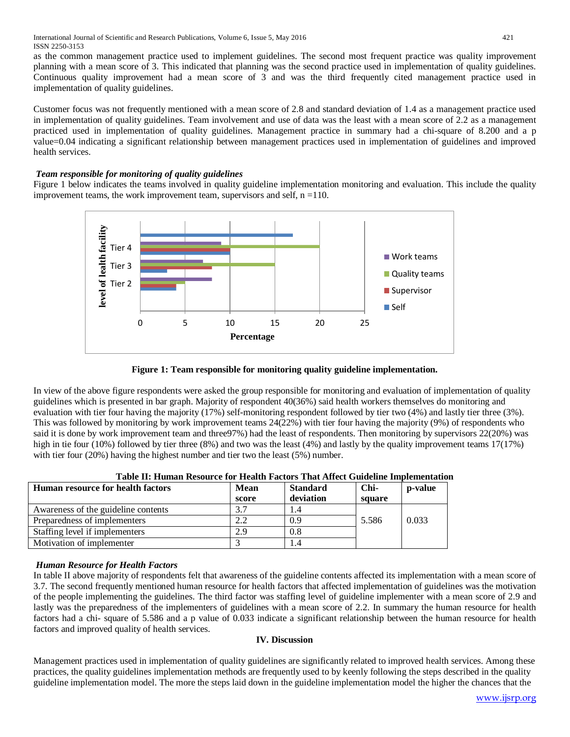as the common management practice used to implement guidelines. The second most frequent practice was quality improvement planning with a mean score of 3. This indicated that planning was the second practice used in implementation of quality guidelines. Continuous quality improvement had a mean score of 3 and was the third frequently cited management practice used in implementation of quality guidelines.

Customer focus was not frequently mentioned with a mean score of 2.8 and standard deviation of 1.4 as a management practice used in implementation of quality guidelines. Team involvement and use of data was the least with a mean score of 2.2 as a management practiced used in implementation of quality guidelines. Management practice in summary had a chi-square of 8.200 and a p value=0.04 indicating a significant relationship between management practices used in implementation of guidelines and improved health services.

### *Team responsible for monitoring of quality guidelines*

Figure 1 below indicates the teams involved in quality guideline implementation monitoring and evaluation. This include the quality improvement teams, the work improvement team, supervisors and self, n =110.

**Figure 1: Team responsible for monitoring quality guideline implementation.**

In view of the above figure respondents were asked the group responsible for monitoring and evaluation of implementation of quality guidelines which is presented in bar graph. Majority of respondent 40(36%) said health workers themselves do monitoring and evaluation with tier four having the majority (17%) self-monitoring respondent followed by tier two (4%) and lastly tier three (3%). This was followed by monitoring by work improvement teams 24(22%) with tier four having the majority (9%) of respondents who said it is done by work improvement team and three97%) had the least of respondents. Then monitoring by supervisors 22(20%) was high in tie four (10%) followed by tier three (8%) and two was the least (4%) and lastly by the quality improvement teams 17(17%) with tier four (20%) having the highest number and tier two the least (5%) number.

**Table II: Human Resource for Health Factors That Affect Guideline Implementation**

| Human resource for health factors | Mean score | Standard deviation | Chi-square | p-value |
|---|---|---|---|---|
| Awareness of the guideline contents | 3.7 | 1.4 | 5.586 | 0.033 |
| Preparedness of implementers | 2.2 | 0.9 | | |
| Staffing level if implementers | 2.9 | 0.8 | | |
| Motivation of implementer | 3 | 1.4 | | |

### *Human Resource for Health Factors*

In table II above majority of respondents felt that awareness of the guideline contents affected its implementation with a mean score of 3.7. The second frequently mentioned human resource for health factors that affected implementation of guidelines was the motivation of the people implementing the guidelines. The third factor was staffing level of guideline implementer with a mean score of 2.9 and lastly was the preparedness of the implementers of guidelines with a mean score of 2.2. In summary the human resource for health factors had a chi- square of 5.586 and a p value of 0.033 indicate a significant relationship between the human resource for health factors and improved quality of health services.

## IV. Discussion

Management practices used in implementation of quality guidelines are significantly related to improved health services. Among these practices, the quality guidelines implementation methods are frequently used to by keenly following the steps described in the quality guideline implementation model. The more the steps laid down in the guideline implementation model the higher the chances that the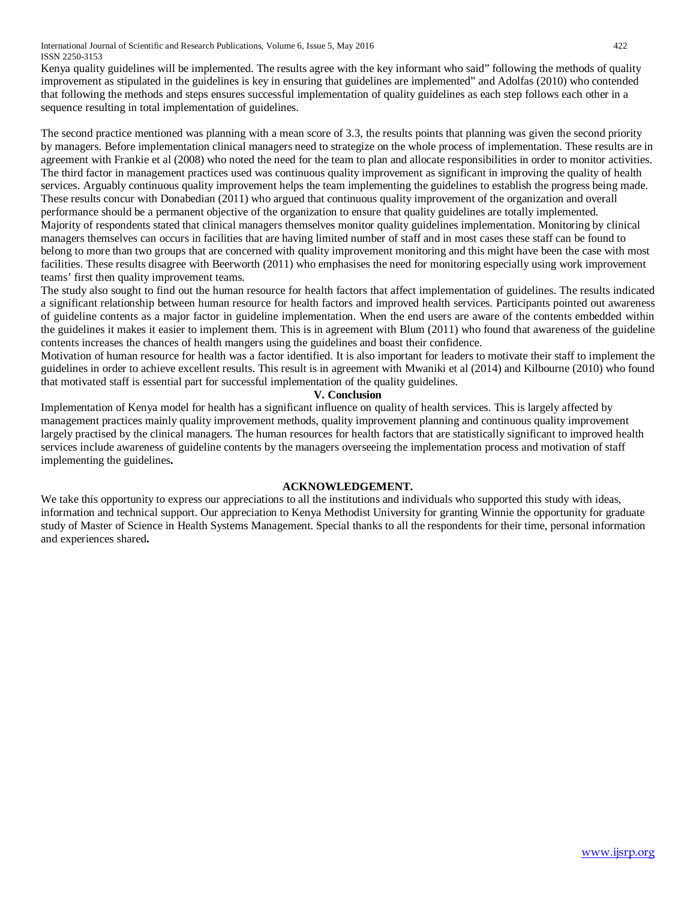Kenya quality guidelines will be implemented. The results agree with the key informant who said" following the methods of quality improvement as stipulated in the guidelines is key in ensuring that guidelines are implemented" and Adolfas (2010) who contended that following the methods and steps ensures successful implementation of quality guidelines as each step follows each other in a sequence resulting in total implementation of guidelines.

The second practice mentioned was planning with a mean score of 3.3, the results points that planning was given the second priority by managers. Before implementation clinical managers need to strategize on the whole process of implementation. These results are in agreement with Frankie et al (2008) who noted the need for the team to plan and allocate responsibilities in order to monitor activities. The third factor in management practices used was continuous quality improvement as significant in improving the quality of health services. Arguably continuous quality improvement helps the team implementing the guidelines to establish the progress being made. These results concur with Donabedian (2011) who argued that continuous quality improvement of the organization and overall performance should be a permanent objective of the organization to ensure that quality guidelines are totally implemented.
Majority of respondents stated that clinical managers themselves monitor quality guidelines implementation. Monitoring by clinical managers themselves can occurs in facilities that are having limited number of staff and in most cases these staff can be found to belong to more than two groups that are concerned with quality improvement monitoring and this might have been the case with most facilities. These results disagree with Beerworth (2011) who emphasises the need for monitoring especially using work improvement teams' first then quality improvement teams.
The study also sought to find out the human resource for health factors that affect implementation of guidelines. The results indicated a significant relationship between human resource for health factors and improved health services. Participants pointed out awareness of guideline contents as a major factor in guideline implementation. When the end users are aware of the contents embedded within the guidelines it makes it easier to implement them. This is in agreement with Blum (2011) who found that awareness of the guideline contents increases the chances of health mangers using the guidelines and boast their confidence.
Motivation of human resource for health was a factor identified. It is also important for leaders to motivate their staff to implement the guidelines in order to achieve excellent results. This result is in agreement with Mwaniki et al (2014) and Kilbourne (2010) who found that motivated staff is essential part for successful implementation of the quality guidelines.

## V. Conclusion

Implementation of Kenya model for health has a significant influence on quality of health services. This is largely affected by management practices mainly quality improvement methods, quality improvement planning and continuous quality improvement largely practised by the clinical managers. The human resources for health factors that are statistically significant to improved health services include awareness of guideline contents by the managers overseeing the implementation process and motivation of staff implementing the guidelines**.**

## ACKNOWLEDGEMENT.

We take this opportunity to express our appreciations to all the institutions and individuals who supported this study with ideas, information and technical support. Our appreciation to Kenya Methodist University for granting Winnie the opportunity for graduate study of Master of Science in Health Systems Management. Special thanks to all the respondents for their time, personal information and experiences shared**.**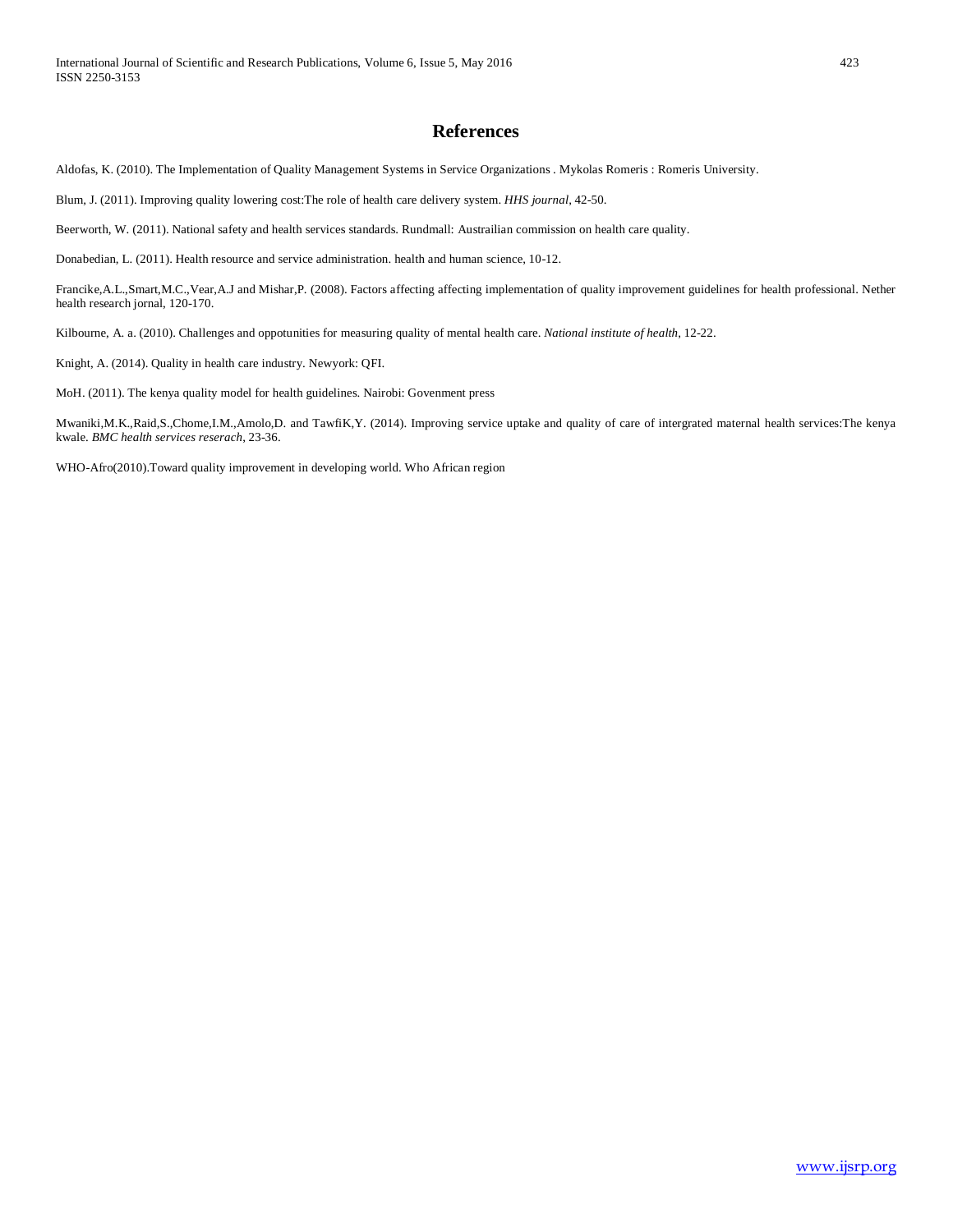# References

Aldofas, K. (2010). The Implementation of Quality Management Systems in Service Organizations . Mykolas Romeris : Romeris University.

Blum, J. (2011). Improving quality lowering cost:The role of health care delivery system. *HHS journal*, 42-50.

Beerworth, W. (2011). National safety and health services standards. Rundmall: Austrailian commission on health care quality.

Donabedian, L. (2011). Health resource and service administration. health and human science, 10-12.

Francike,A.L.,Smart,M.C.,Vear,A.J and Mishar,P. (2008). Factors affecting affecting implementation of quality improvement guidelines for health professional. Nether health research jornal, 120-170.

Kilbourne, A. a. (2010). Challenges and oppotunities for measuring quality of mental health care. *National institute of health*, 12-22.

Knight, A. (2014). Quality in health care industry. Newyork: QFI.

MoH. (2011). The kenya quality model for health guidelines. Nairobi: Govenment press

Mwaniki,M.K.,Raid,S.,Chome,I.M.,Amolo,D. and TawfiK,Y. (2014). Improving service uptake and quality of care of intergrated maternal health services:The kenya kwale. *BMC health services reserach*, 23-36.

WHO-Afro(2010).Toward quality improvement in developing world. Who African region